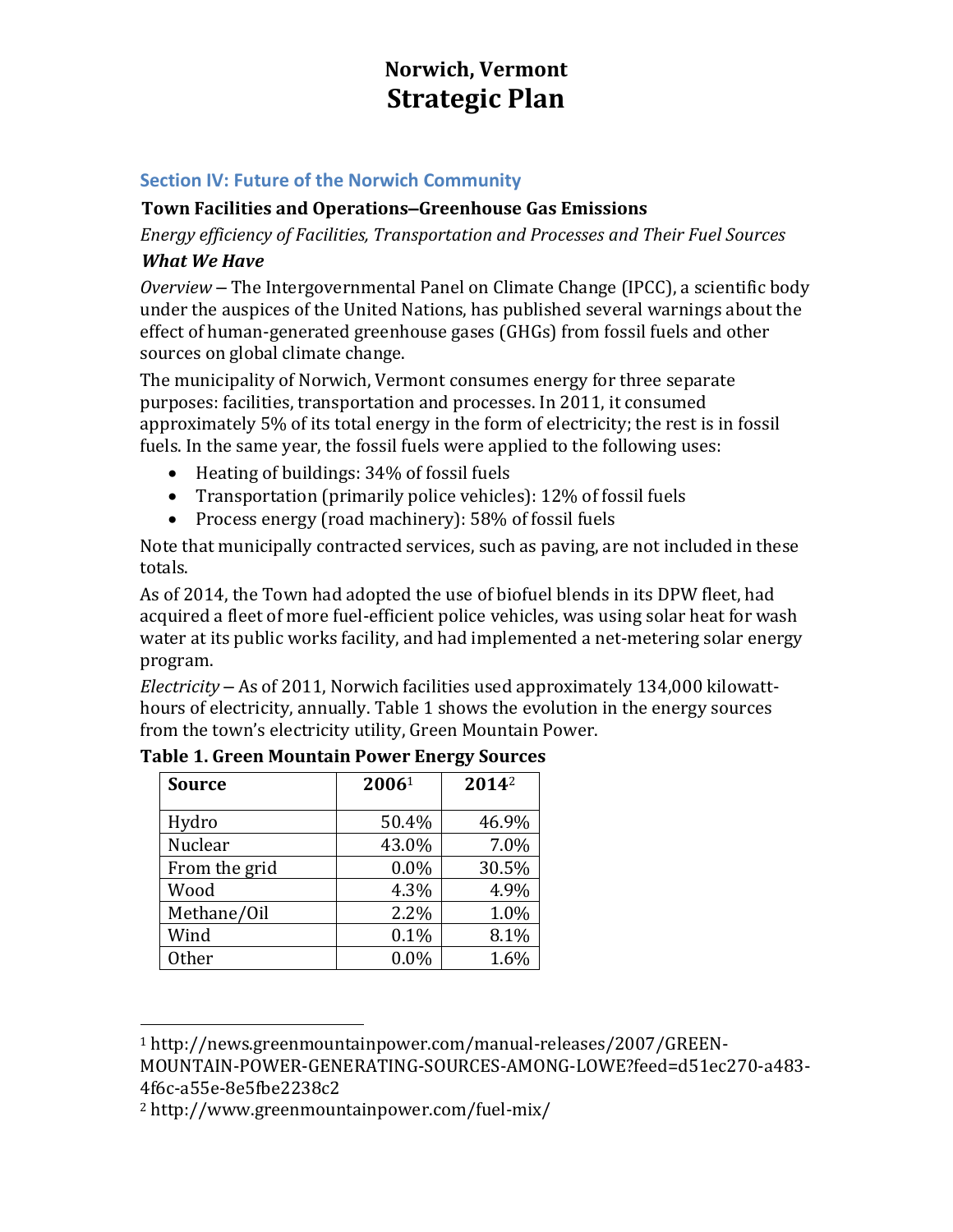# Norwich, Vermont
# Strategic Plan

## Section IV: Future of the Norwich Community

### Town Facilities and Operations–Greenhouse Gas Emissions

*Energy efficiency of Facilities, Transportation and Processes and Their Fuel Sources*

***What We Have***

*Overview* – The Intergovernmental Panel on Climate Change (IPCC), a scientific body under the auspices of the United Nations, has published several warnings about the effect of human-generated greenhouse gases (GHGs) from fossil fuels and other sources on global climate change.

The municipality of Norwich, Vermont consumes energy for three separate purposes: facilities, transportation and processes. In 2011, it consumed approximately 5% of its total energy in the form of electricity; the rest is in fossil fuels. In the same year, the fossil fuels were applied to the following uses:

- Heating of buildings: 34% of fossil fuels
- Transportation (primarily police vehicles): 12% of fossil fuels
- Process energy (road machinery): 58% of fossil fuels

Note that municipally contracted services, such as paving, are not included in these totals.

As of 2014, the Town had adopted the use of biofuel blends in its DPW fleet, had acquired a fleet of more fuel-efficient police vehicles, was using solar heat for wash water at its public works facility, and had implemented a net-metering solar energy program.

*Electricity* – As of 2011, Norwich facilities used approximately 134,000 kilowatt-hours of electricity, annually. Table 1 shows the evolution in the energy sources from the town's electricity utility, Green Mountain Power.

**Table 1. Green Mountain Power Energy Sources**

| Source | 2006[1] | 2014[2] |
|---|---|---|
| Hydro | 50.4% | 46.9% |
| Nuclear | 43.0% | 7.0% |
| From the grid | 0.0% | 30.5% |
| Wood | 4.3% | 4.9% |
| Methane/Oil | 2.2% | 1.0% |
| Wind | 0.1% | 8.1% |
| Other | 0.0% | 1.6% |

[1] http://news.greenmountainpower.com/manual-releases/2007/GREEN-MOUNTAIN-POWER-GENERATING-SOURCES-AMONG-LOWE?feed=d51ec270-a483-4f6c-a55e-8e5fbe2238c2

[2] http://www.greenmountainpower.com/fuel-mix/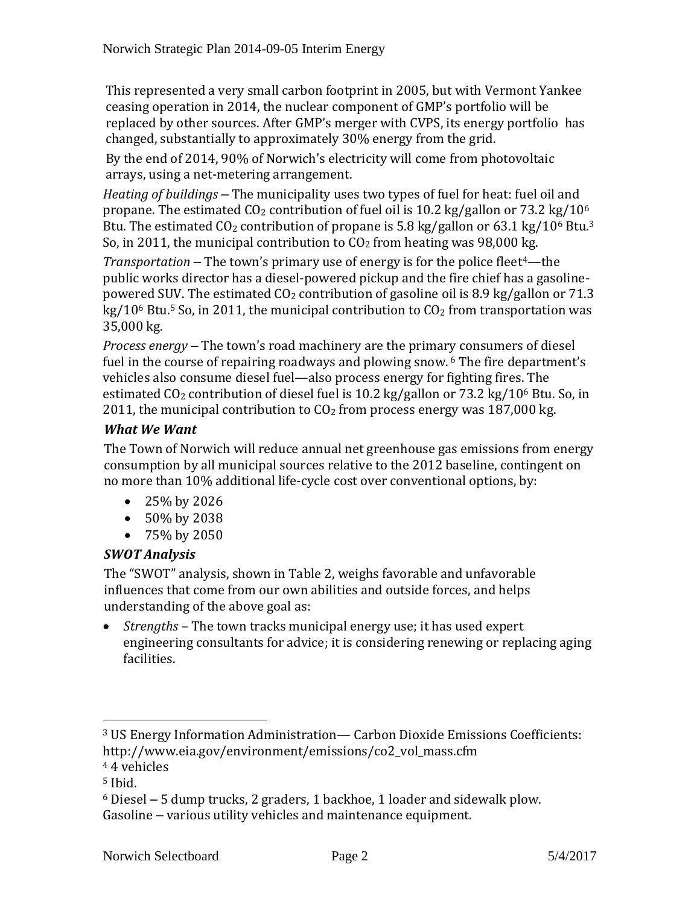This represented a very small carbon footprint in 2005, but with Vermont Yankee ceasing operation in 2014, the nuclear component of GMP's portfolio will be replaced by other sources. After GMP's merger with CVPS, its energy portfolio has changed, substantially to approximately 30% energy from the grid.

By the end of 2014, 90% of Norwich's electricity will come from photovoltaic arrays, using a net-metering arrangement.

*Heating of buildings* – The municipality uses two types of fuel for heat: fuel oil and propane. The estimated $CO_2$ contribution of fuel oil is 10.2 kg/gallon or 73.2 kg/$10^6$ Btu. The estimated $CO_2$ contribution of propane is 5.8 kg/gallon or 63.1 kg/$10^6$ Btu.[3] So, in 2011, the municipal contribution to $CO_2$ from heating was 98,000 kg.

*Transportation* – The town's primary use of energy is for the police fleet[4]—the public works director has a diesel-powered pickup and the fire chief has a gasoline-powered SUV. The estimated $CO_2$ contribution of gasoline oil is 8.9 kg/gallon or 71.3 kg/$10^6$ Btu.[5] So, in 2011, the municipal contribution to $CO_2$ from transportation was 35,000 kg.

*Process energy* – The town's road machinery are the primary consumers of diesel fuel in the course of repairing roadways and plowing snow.[6] The fire department's vehicles also consume diesel fuel—also process energy for fighting fires. The estimated $CO_2$ contribution of diesel fuel is 10.2 kg/gallon or 73.2 kg/$10^6$ Btu. So, in 2011, the municipal contribution to $CO_2$ from process energy was 187,000 kg.

### *What We Want*

The Town of Norwich will reduce annual net greenhouse gas emissions from energy consumption by all municipal sources relative to the 2012 baseline, contingent on no more than 10% additional life-cycle cost over conventional options, by:

- 25% by 2026
- 50% by 2038
- 75% by 2050

### *SWOT Analysis*

The "SWOT" analysis, shown in Table 2, weighs favorable and unfavorable influences that come from our own abilities and outside forces, and helps understanding of the above goal as:

- *Strengths* – The town tracks municipal energy use; it has used expert engineering consultants for advice; it is considering renewing or replacing aging facilities.

---

[3] US Energy Information Administration— Carbon Dioxide Emissions Coefficients: http://www.eia.gov/environment/emissions/co2_vol_mass.cfm

[4] 4 vehicles

[5] Ibid.

[6] Diesel – 5 dump trucks, 2 graders, 1 backhoe, 1 loader and sidewalk plow. Gasoline – various utility vehicles and maintenance equipment.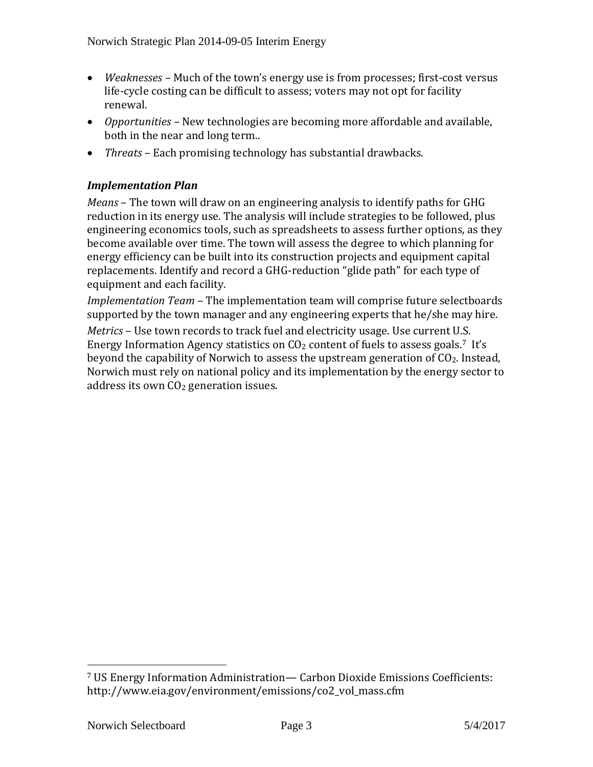- *Weaknesses* – Much of the town's energy use is from processes; first-cost versus life-cycle costing can be difficult to assess; voters may not opt for facility renewal.
- *Opportunities* – New technologies are becoming more affordable and available, both in the near and long term..
- *Threats* – Each promising technology has substantial drawbacks.

### *Implementation Plan*

*Means* – The town will draw on an engineering analysis to identify paths for GHG reduction in its energy use. The analysis will include strategies to be followed, plus engineering economics tools, such as spreadsheets to assess further options, as they become available over time. The town will assess the degree to which planning for energy efficiency can be built into its construction projects and equipment capital replacements. Identify and record a GHG-reduction "glide path" for each type of equipment and each facility.

*Implementation Team* – The implementation team will comprise future selectboards supported by the town manager and any engineering experts that he/she may hire.

*Metrics* – Use town records to track fuel and electricity usage. Use current U.S. Energy Information Agency statistics on $CO_2$ content of fuels to assess goals.[7] It's beyond the capability of Norwich to assess the upstream generation of $CO_2$. Instead, Norwich must rely on national policy and its implementation by the energy sector to address its own $CO_2$ generation issues.

---

[7] US Energy Information Administration— Carbon Dioxide Emissions Coefficients: http://www.eia.gov/environment/emissions/co2_vol_mass.cfm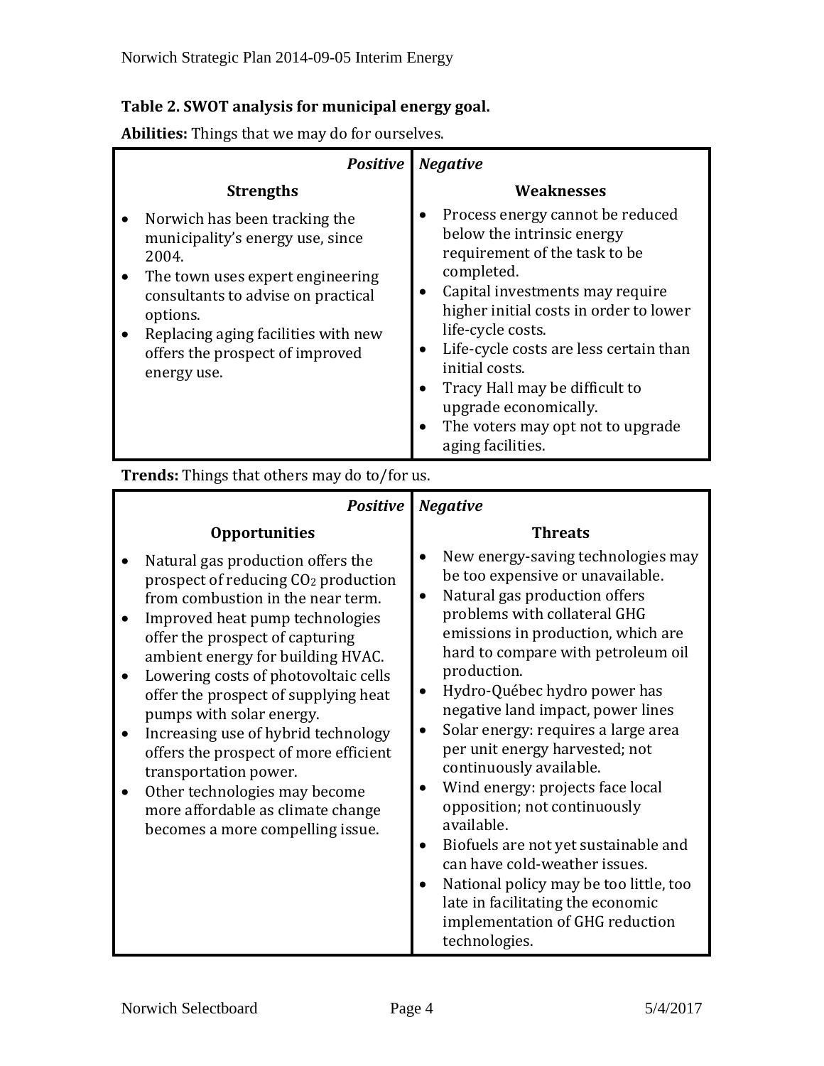**Table 2. SWOT analysis for municipal energy goal.**

**Abilities:** Things that we may do for ourselves.

| *Positive* | *Negative* |
|---|---|
| **Strengths** | **Weaknesses** |
| • Norwich has been tracking the municipality's energy use, since 2004.<br>• The town uses expert engineering consultants to advise on practical options.<br>• Replacing aging facilities with new offers the prospect of improved energy use. | • Process energy cannot be reduced below the intrinsic energy requirement of the task to be completed.<br>• Capital investments may require higher initial costs in order to lower life-cycle costs.<br>• Life-cycle costs are less certain than initial costs.<br>• Tracy Hall may be difficult to upgrade economically.<br>• The voters may opt not to upgrade aging facilities. |

**Trends:** Things that others may do to/for us.

| *Positive* | *Negative* |
|---|---|
| **Opportunities** | **Threats** |
| • Natural gas production offers the prospect of reducing $CO_2$ production from combustion in the near term.<br>• Improved heat pump technologies offer the prospect of capturing ambient energy for building HVAC.<br>• Lowering costs of photovoltaic cells offer the prospect of supplying heat pumps with solar energy.<br>• Increasing use of hybrid technology offers the prospect of more efficient transportation power.<br>• Other technologies may become more affordable as climate change becomes a more compelling issue. | • New energy-saving technologies may be too expensive or unavailable.<br>• Natural gas production offers problems with collateral GHG emissions in production, which are hard to compare with petroleum oil production.<br>• Hydro-Québec hydro power has negative land impact, power lines<br>• Solar energy: requires a large area per unit energy harvested; not continuously available.<br>• Wind energy: projects face local opposition; not continuously available.<br>• Biofuels are not yet sustainable and can have cold-weather issues.<br>• National policy may be too little, too late in facilitating the economic implementation of GHG reduction technologies. |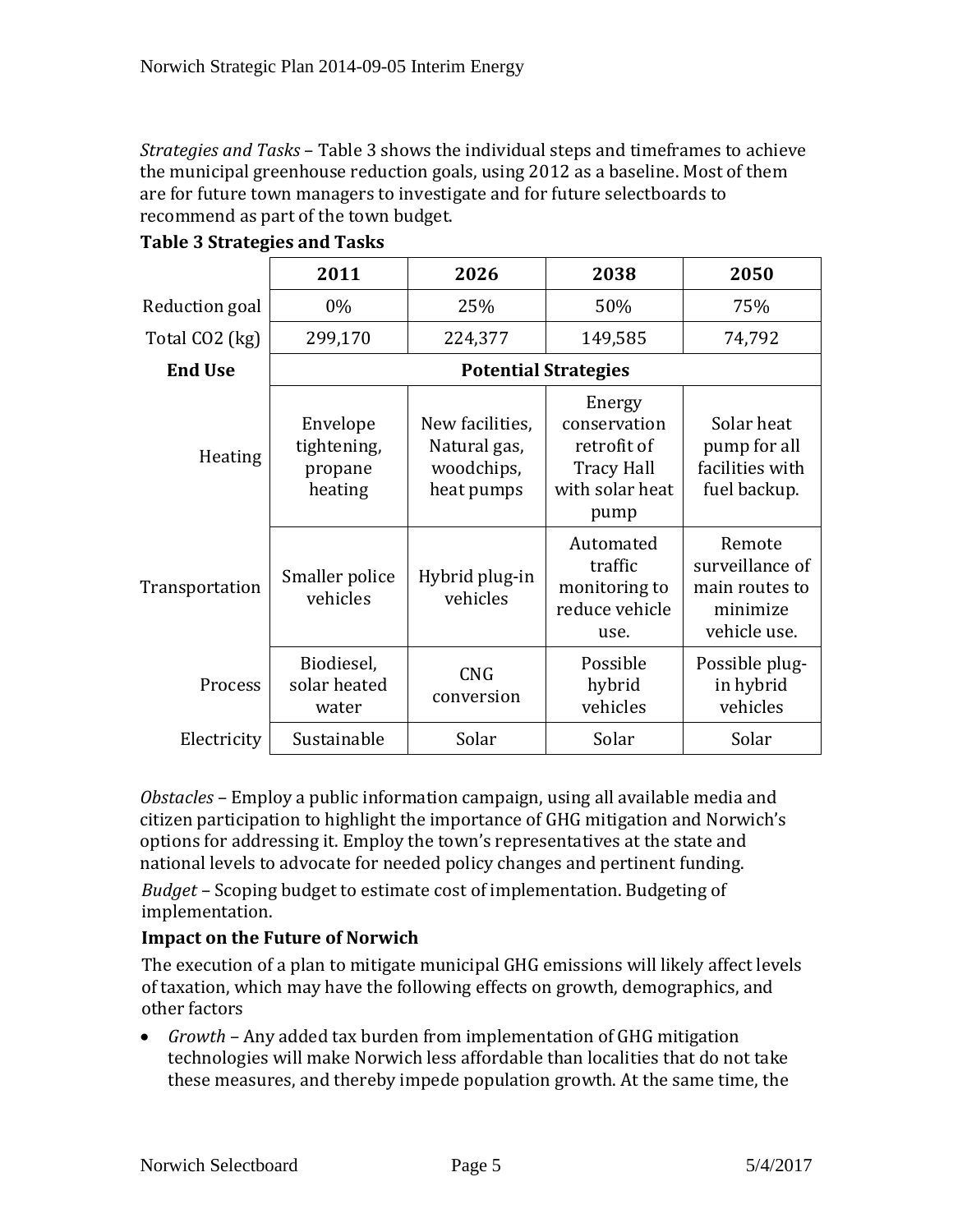*Strategies and Tasks* – Table 3 shows the individual steps and timeframes to achieve the municipal greenhouse reduction goals, using 2012 as a baseline. Most of them are for future town managers to investigate and for future selectboards to recommend as part of the town budget.

**Table 3 Strategies and Tasks**

| | **2011** | **2026** | **2038** | **2050** |
|---|---|---|---|---|
| Reduction goal | 0% | 25% | 50% | 75% |
| Total $CO_2$ (kg) | 299,170 | 224,377 | 149,585 | 74,792 |
| **End Use** | **Potential Strategies** | | | |
| Heating | Envelope tightening, propane heating | New facilities, Natural gas, woodchips, heat pumps | Energy conservation retrofit of Tracy Hall with solar heat pump | Solar heat pump for all facilities with fuel backup. |
| Transportation | Smaller police vehicles | Hybrid plug-in vehicles | Automated traffic monitoring to reduce vehicle use. | Remote surveillance of main routes to minimize vehicle use. |
| Process | Biodiesel, solar heated water | CNG conversion | Possible hybrid vehicles | Possible plug-in hybrid vehicles |
| Electricity | Sustainable | Solar | Solar | Solar |

*Obstacles* – Employ a public information campaign, using all available media and citizen participation to highlight the importance of GHG mitigation and Norwich's options for addressing it. Employ the town's representatives at the state and national levels to advocate for needed policy changes and pertinent funding.

*Budget* – Scoping budget to estimate cost of implementation. Budgeting of implementation.

### Impact on the Future of Norwich

The execution of a plan to mitigate municipal GHG emissions will likely affect levels of taxation, which may have the following effects on growth, demographics, and other factors

- *Growth* – Any added tax burden from implementation of GHG mitigation technologies will make Norwich less affordable than localities that do not take these measures, and thereby impede population growth. At the same time, the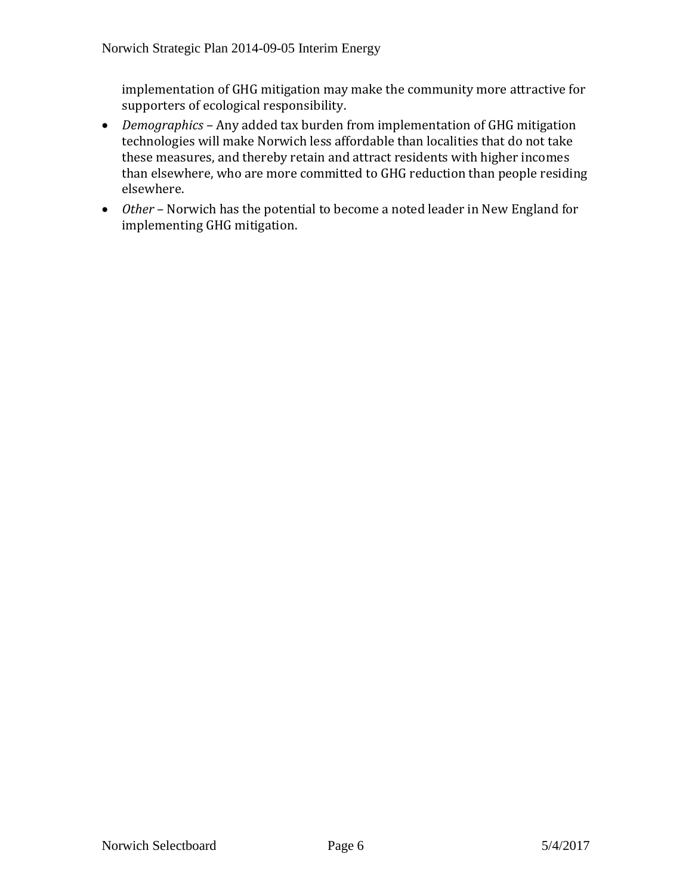implementation of GHG mitigation may make the community more attractive for supporters of ecological responsibility.

- *Demographics* – Any added tax burden from implementation of GHG mitigation technologies will make Norwich less affordable than localities that do not take these measures, and thereby retain and attract residents with higher incomes than elsewhere, who are more committed to GHG reduction than people residing elsewhere.
- *Other* – Norwich has the potential to become a noted leader in New England for implementing GHG mitigation.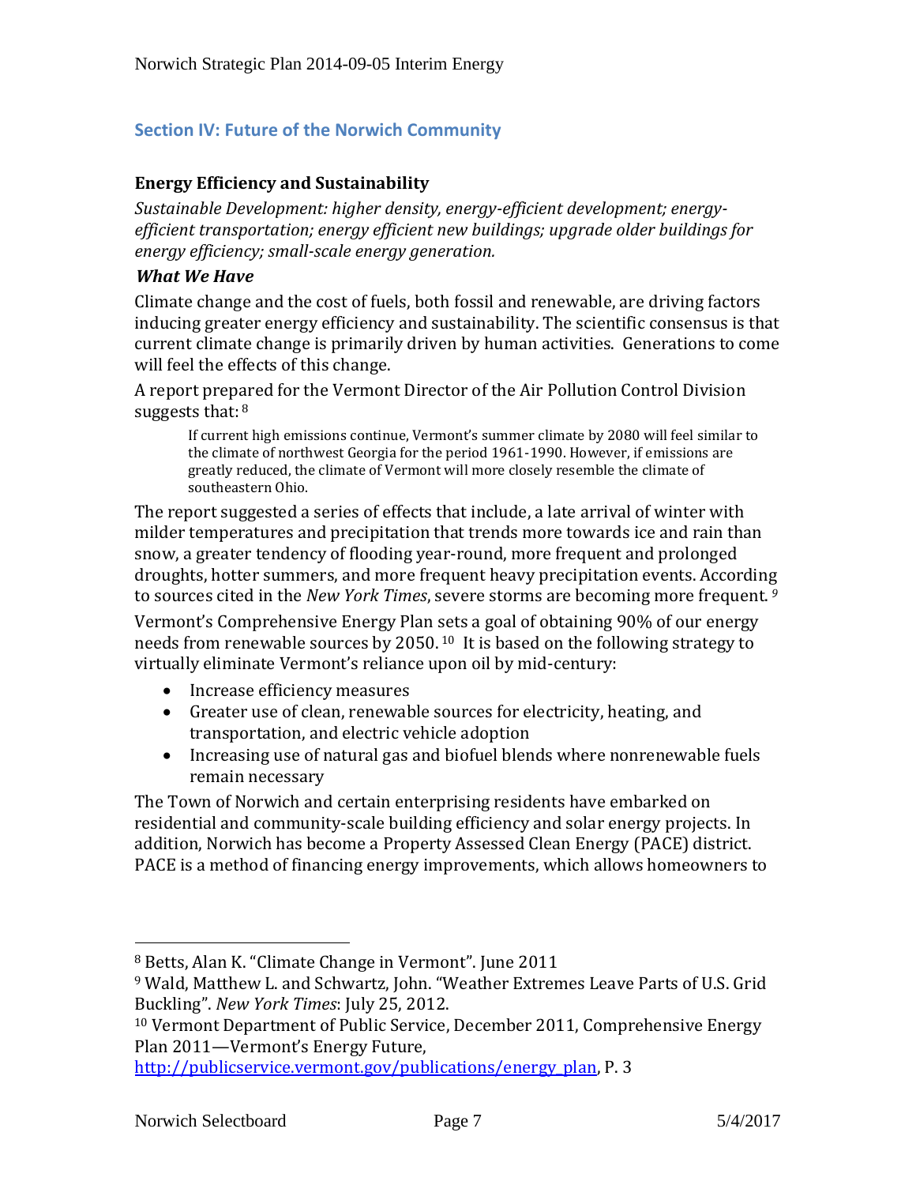## Section IV: Future of the Norwich Community

### Energy Efficiency and Sustainability

*Sustainable Development: higher density, energy-efficient development; energy-efficient transportation; energy efficient new buildings; upgrade older buildings for energy efficiency; small-scale energy generation.*

***What We Have***

Climate change and the cost of fuels, both fossil and renewable, are driving factors inducing greater energy efficiency and sustainability. The scientific consensus is that current climate change is primarily driven by human activities. Generations to come will feel the effects of this change.

A report prepared for the Vermont Director of the Air Pollution Control Division suggests that: [8]

> If current high emissions continue, Vermont's summer climate by 2080 will feel similar to the climate of northwest Georgia for the period 1961-1990. However, if emissions are greatly reduced, the climate of Vermont will more closely resemble the climate of southeastern Ohio.

The report suggested a series of effects that include, a late arrival of winter with milder temperatures and precipitation that trends more towards ice and rain than snow, a greater tendency of flooding year-round, more frequent and prolonged droughts, hotter summers, and more frequent heavy precipitation events. According to sources cited in the *New York Times*, severe storms are becoming more frequent. [9]

Vermont's Comprehensive Energy Plan sets a goal of obtaining 90% of our energy needs from renewable sources by 2050. [10] It is based on the following strategy to virtually eliminate Vermont's reliance upon oil by mid-century:

- Increase efficiency measures
- Greater use of clean, renewable sources for electricity, heating, and transportation, and electric vehicle adoption
- Increasing use of natural gas and biofuel blends where nonrenewable fuels remain necessary

The Town of Norwich and certain enterprising residents have embarked on residential and community-scale building efficiency and solar energy projects. In addition, Norwich has become a Property Assessed Clean Energy (PACE) district. PACE is a method of financing energy improvements, which allows homeowners to

---

[8] Betts, Alan K. "Climate Change in Vermont". June 2011

[9] Wald, Matthew L. and Schwartz, John. "Weather Extremes Leave Parts of U.S. Grid Buckling". *New York Times*: July 25, 2012.

[10] Vermont Department of Public Service, December 2011, Comprehensive Energy Plan 2011—Vermont's Energy Future, http://publicservice.vermont.gov/publications/energy_plan, P. 3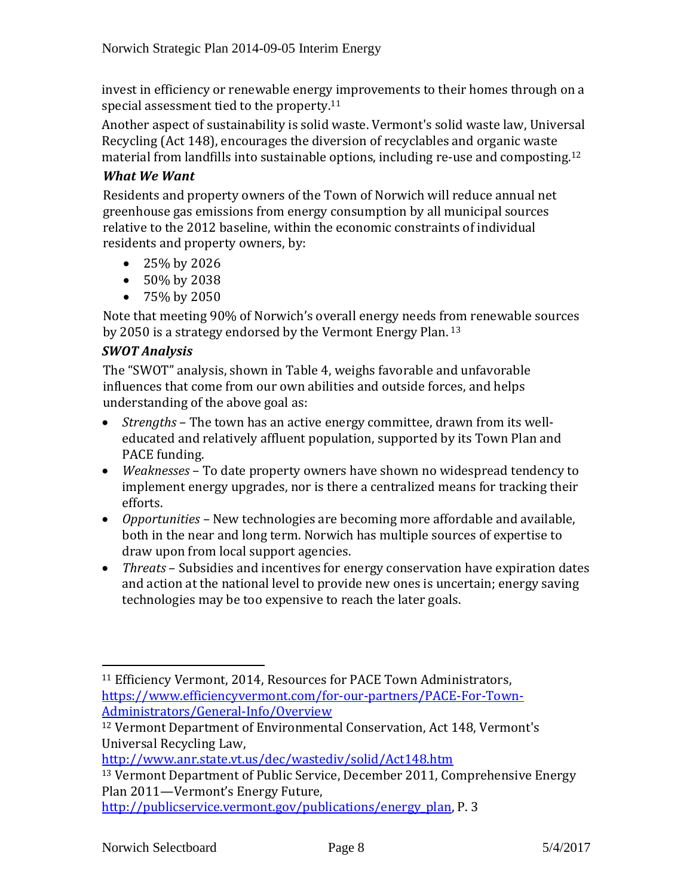invest in efficiency or renewable energy improvements to their homes through on a special assessment tied to the property.[11]

Another aspect of sustainability is solid waste. Vermont's solid waste law, Universal Recycling (Act 148), encourages the diversion of recyclables and organic waste material from landfills into sustainable options, including re-use and composting.[12]

### *What We Want*

Residents and property owners of the Town of Norwich will reduce annual net greenhouse gas emissions from energy consumption by all municipal sources relative to the 2012 baseline, within the economic constraints of individual residents and property owners, by:

- 25% by 2026
- 50% by 2038
- 75% by 2050

Note that meeting 90% of Norwich's overall energy needs from renewable sources by 2050 is a strategy endorsed by the Vermont Energy Plan. [13]

### *SWOT Analysis*

The "SWOT" analysis, shown in Table 4, weighs favorable and unfavorable influences that come from our own abilities and outside forces, and helps understanding of the above goal as:

- *Strengths* – The town has an active energy committee, drawn from its well-educated and relatively affluent population, supported by its Town Plan and PACE funding.
- *Weaknesses* – To date property owners have shown no widespread tendency to implement energy upgrades, nor is there a centralized means for tracking their efforts.
- *Opportunities* – New technologies are becoming more affordable and available, both in the near and long term. Norwich has multiple sources of expertise to draw upon from local support agencies.
- *Threats* – Subsidies and incentives for energy conservation have expiration dates and action at the national level to provide new ones is uncertain; energy saving technologies may be too expensive to reach the later goals.

---

[11] Efficiency Vermont, 2014, Resources for PACE Town Administrators, https://www.efficiencyvermont.com/for-our-partners/PACE-For-Town-Administrators/General-Info/Overview

[12] Vermont Department of Environmental Conservation, Act 148, Vermont's Universal Recycling Law, http://www.anr.state.vt.us/dec/wastediv/solid/Act148.htm

[13] Vermont Department of Public Service, December 2011, Comprehensive Energy Plan 2011—Vermont's Energy Future, http://publicservice.vermont.gov/publications/energy_plan, P. 3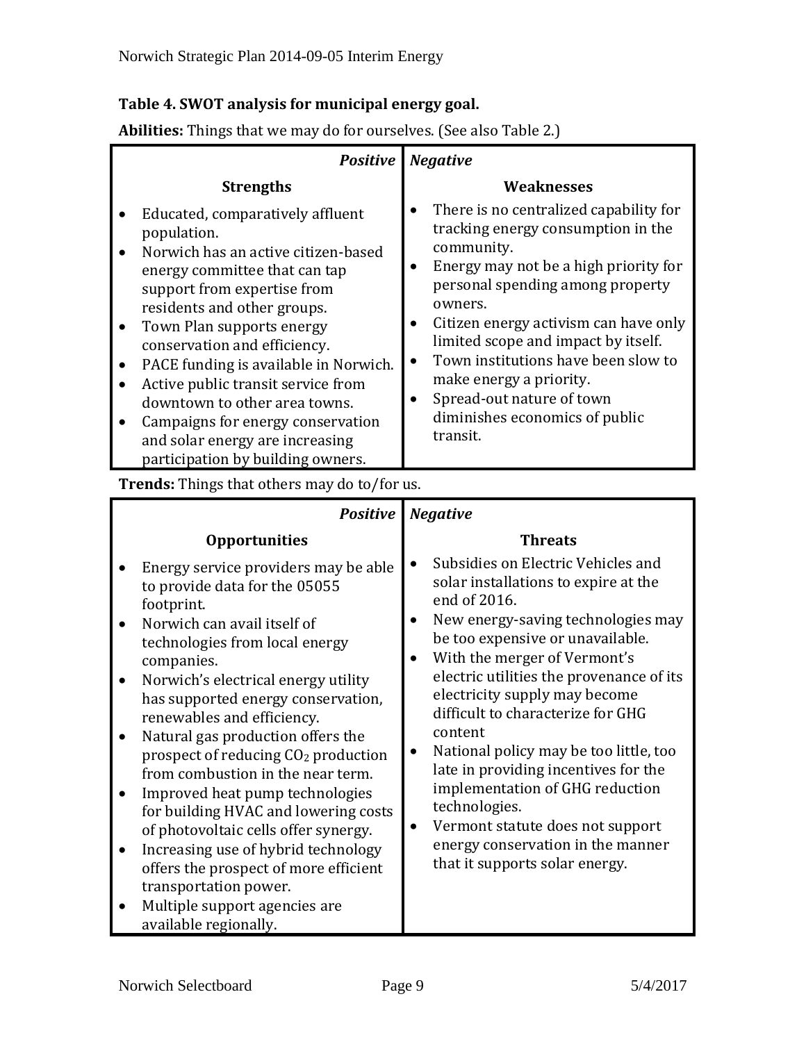**Table 4. SWOT analysis for municipal energy goal.**

**Abilities:** Things that we may do for ourselves. (See also Table 2.)

| *Positive* | *Negative* |
|---|---|
| **Strengths** | **Weaknesses** |
| • Educated, comparatively affluent population.<br>• Norwich has an active citizen-based energy committee that can tap support from expertise from residents and other groups.<br>• Town Plan supports energy conservation and efficiency.<br>• PACE funding is available in Norwich.<br>• Active public transit service from downtown to other area towns.<br>• Campaigns for energy conservation and solar energy are increasing participation by building owners. | • There is no centralized capability for tracking energy consumption in the community.<br>• Energy may not be a high priority for personal spending among property owners.<br>• Citizen energy activism can have only limited scope and impact by itself.<br>• Town institutions have been slow to make energy a priority.<br>• Spread-out nature of town diminishes economics of public transit. |

**Trends:** Things that others may do to/for us.

| *Positive* | *Negative* |
|---|---|
| **Opportunities** | **Threats** |
| • Energy service providers may be able to provide data for the 05055 footprint.<br>• Norwich can avail itself of technologies from local energy companies.<br>• Norwich's electrical energy utility has supported energy conservation, renewables and efficiency.<br>• Natural gas production offers the prospect of reducing $CO_2$ production from combustion in the near term.<br>• Improved heat pump technologies for building HVAC and lowering costs of photovoltaic cells offer synergy.<br>• Increasing use of hybrid technology offers the prospect of more efficient transportation power.<br>• Multiple support agencies are available regionally. | • Subsidies on Electric Vehicles and solar installations to expire at the end of 2016.<br>• New energy-saving technologies may be too expensive or unavailable.<br>• With the merger of Vermont's electric utilities the provenance of its electricity supply may become difficult to characterize for GHG content<br>• National policy may be too little, too late in providing incentives for the implementation of GHG reduction technologies.<br>• Vermont statute does not support energy conservation in the manner that it supports solar energy. |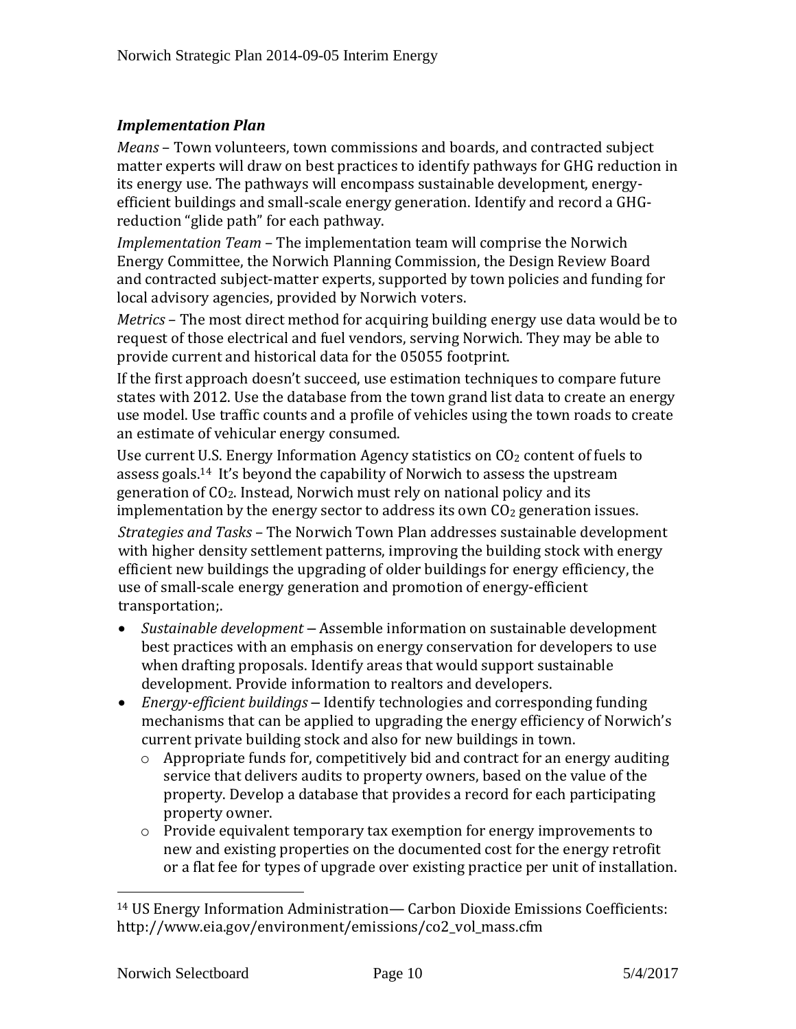### *Implementation Plan*

*Means* – Town volunteers, town commissions and boards, and contracted subject matter experts will draw on best practices to identify pathways for GHG reduction in its energy use. The pathways will encompass sustainable development, energy-efficient buildings and small-scale energy generation. Identify and record a GHG-reduction "glide path" for each pathway.

*Implementation Team* – The implementation team will comprise the Norwich Energy Committee, the Norwich Planning Commission, the Design Review Board and contracted subject-matter experts, supported by town policies and funding for local advisory agencies, provided by Norwich voters.

*Metrics* – The most direct method for acquiring building energy use data would be to request of those electrical and fuel vendors, serving Norwich. They may be able to provide current and historical data for the 05055 footprint.

If the first approach doesn't succeed, use estimation techniques to compare future states with 2012. Use the database from the town grand list data to create an energy use model. Use traffic counts and a profile of vehicles using the town roads to create an estimate of vehicular energy consumed.

Use current U.S. Energy Information Agency statistics on $CO_2$ content of fuels to assess goals.[14] It's beyond the capability of Norwich to assess the upstream generation of $CO_2$. Instead, Norwich must rely on national policy and its implementation by the energy sector to address its own $CO_2$ generation issues.

*Strategies and Tasks* – The Norwich Town Plan addresses sustainable development with higher density settlement patterns, improving the building stock with energy efficient new buildings the upgrading of older buildings for energy efficiency, the use of small-scale energy generation and promotion of energy-efficient transportation;.

- *Sustainable development* – Assemble information on sustainable development best practices with an emphasis on energy conservation for developers to use when drafting proposals. Identify areas that would support sustainable development. Provide information to realtors and developers.
- *Energy-efficient buildings* – Identify technologies and corresponding funding mechanisms that can be applied to upgrading the energy efficiency of Norwich's current private building stock and also for new buildings in town.
  - Appropriate funds for, competitively bid and contract for an energy auditing service that delivers audits to property owners, based on the value of the property. Develop a database that provides a record for each participating property owner.
  - Provide equivalent temporary tax exemption for energy improvements to new and existing properties on the documented cost for the energy retrofit or a flat fee for types of upgrade over existing practice per unit of installation.

---

[14] US Energy Information Administration— Carbon Dioxide Emissions Coefficients: http://www.eia.gov/environment/emissions/co2_vol_mass.cfm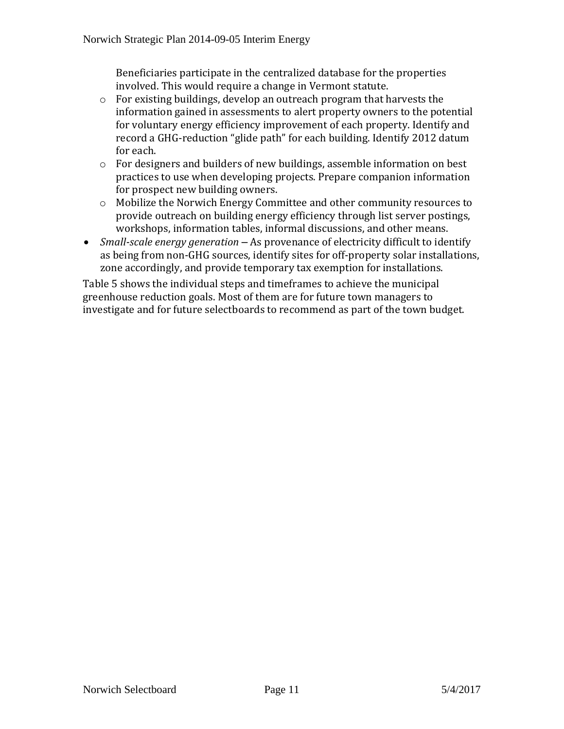Beneficiaries participate in the centralized database for the properties involved. This would require a change in Vermont statute.

  - For existing buildings, develop an outreach program that harvests the information gained in assessments to alert property owners to the potential for voluntary energy efficiency improvement of each property. Identify and record a GHG-reduction "glide path" for each building. Identify 2012 datum for each.
  - For designers and builders of new buildings, assemble information on best practices to use when developing projects. Prepare companion information for prospect new building owners.
  - Mobilize the Norwich Energy Committee and other community resources to provide outreach on building energy efficiency through list server postings, workshops, information tables, informal discussions, and other means.
- *Small-scale energy generation* – As provenance of electricity difficult to identify as being from non-GHG sources, identify sites for off-property solar installations, zone accordingly, and provide temporary tax exemption for installations.

Table 5 shows the individual steps and timeframes to achieve the municipal greenhouse reduction goals. Most of them are for future town managers to investigate and for future selectboards to recommend as part of the town budget.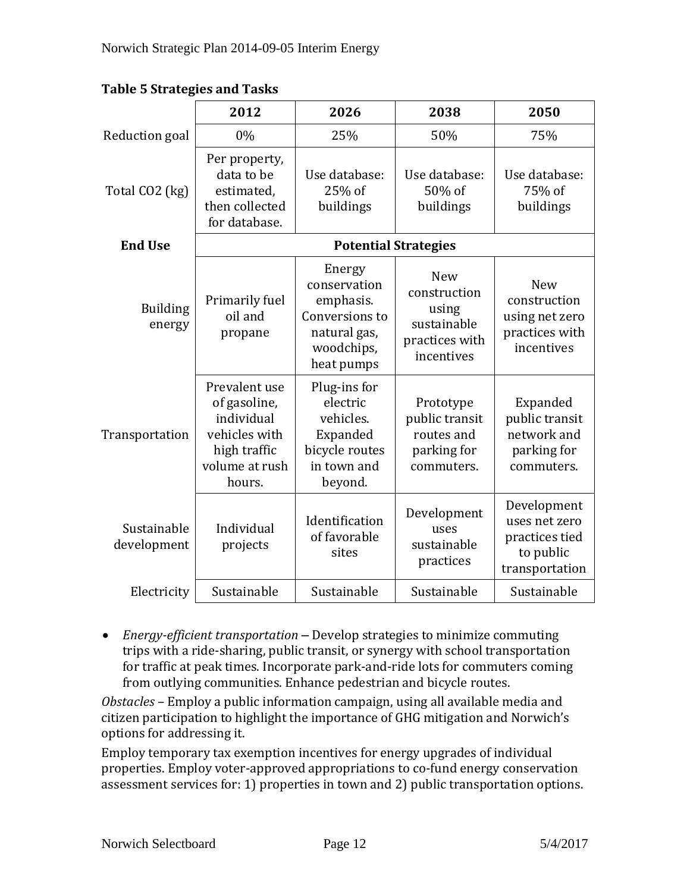**Table 5 Strategies and Tasks**

| | 2012 | 2026 | 2038 | 2050 |
|---|---|---|---|---|
| Reduction goal | 0% | 25% | 50% | 75% |
| Total $CO_2$ (kg) | Per property, data to be estimated, then collected for database. | Use database: 25% of buildings | Use database: 50% of buildings | Use database: 75% of buildings |
| **End Use** | **Potential Strategies** | | | |
| Building energy | Primarily fuel oil and propane | Energy conservation emphasis. Conversions to natural gas, woodchips, heat pumps | New construction using sustainable practices with incentives | New construction using net zero practices with incentives |
| Transportation | Prevalent use of gasoline, individual vehicles with high traffic volume at rush hours. | Plug-ins for electric vehicles. Expanded bicycle routes in town and beyond. | Prototype public transit routes and parking for commuters. | Expanded public transit network and parking for commuters. |
| Sustainable development | Individual projects | Identification of favorable sites | Development uses sustainable practices | Development uses net zero practices tied to public transportation |
| Electricity | Sustainable | Sustainable | Sustainable | Sustainable |

- *Energy-efficient transportation* – Develop strategies to minimize commuting trips with a ride-sharing, public transit, or synergy with school transportation for traffic at peak times. Incorporate park-and-ride lots for commuters coming from outlying communities. Enhance pedestrian and bicycle routes.

*Obstacles* – Employ a public information campaign, using all available media and citizen participation to highlight the importance of GHG mitigation and Norwich's options for addressing it.

Employ temporary tax exemption incentives for energy upgrades of individual properties. Employ voter-approved appropriations to co-fund energy conservation assessment services for: 1) properties in town and 2) public transportation options.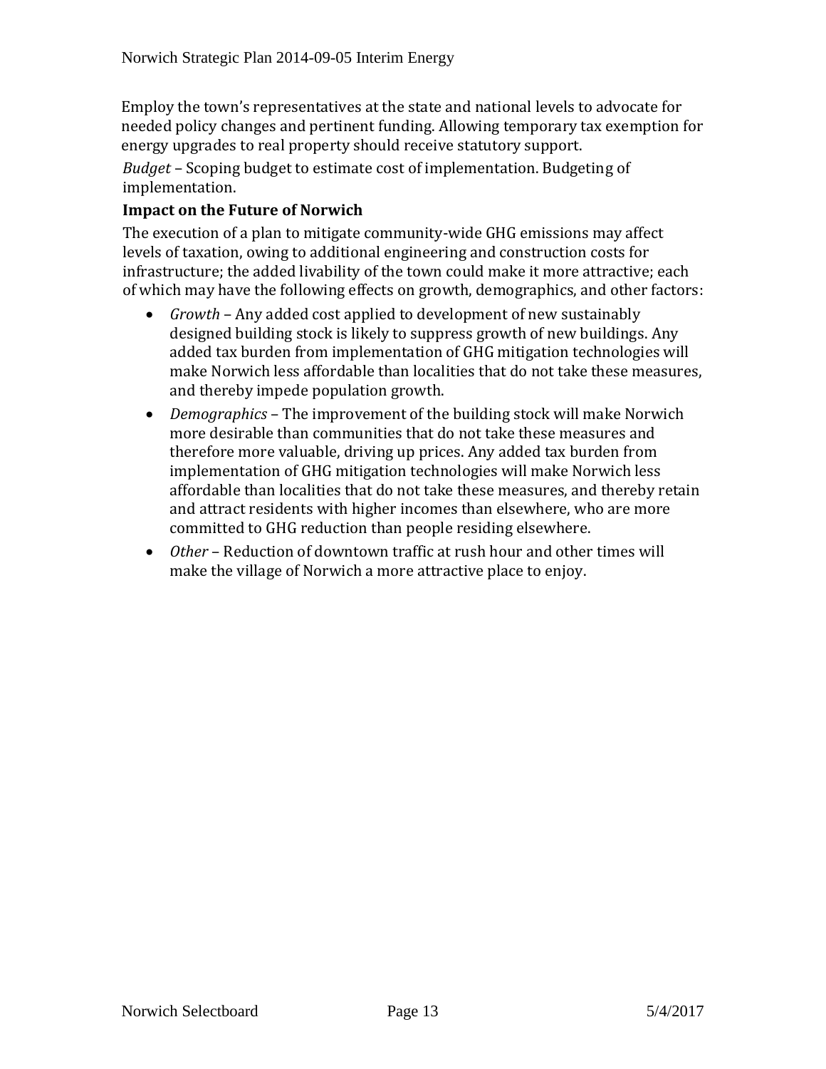Employ the town's representatives at the state and national levels to advocate for needed policy changes and pertinent funding. Allowing temporary tax exemption for energy upgrades to real property should receive statutory support.

*Budget* – Scoping budget to estimate cost of implementation. Budgeting of implementation.

**Impact on the Future of Norwich**

The execution of a plan to mitigate community-wide GHG emissions may affect levels of taxation, owing to additional engineering and construction costs for infrastructure; the added livability of the town could make it more attractive; each of which may have the following effects on growth, demographics, and other factors:

- *Growth* – Any added cost applied to development of new sustainably designed building stock is likely to suppress growth of new buildings. Any added tax burden from implementation of GHG mitigation technologies will make Norwich less affordable than localities that do not take these measures, and thereby impede population growth.
- *Demographics* – The improvement of the building stock will make Norwich more desirable than communities that do not take these measures and therefore more valuable, driving up prices. Any added tax burden from implementation of GHG mitigation technologies will make Norwich less affordable than localities that do not take these measures, and thereby retain and attract residents with higher incomes than elsewhere, who are more committed to GHG reduction than people residing elsewhere.
- *Other* – Reduction of downtown traffic at rush hour and other times will make the village of Norwich a more attractive place to enjoy.